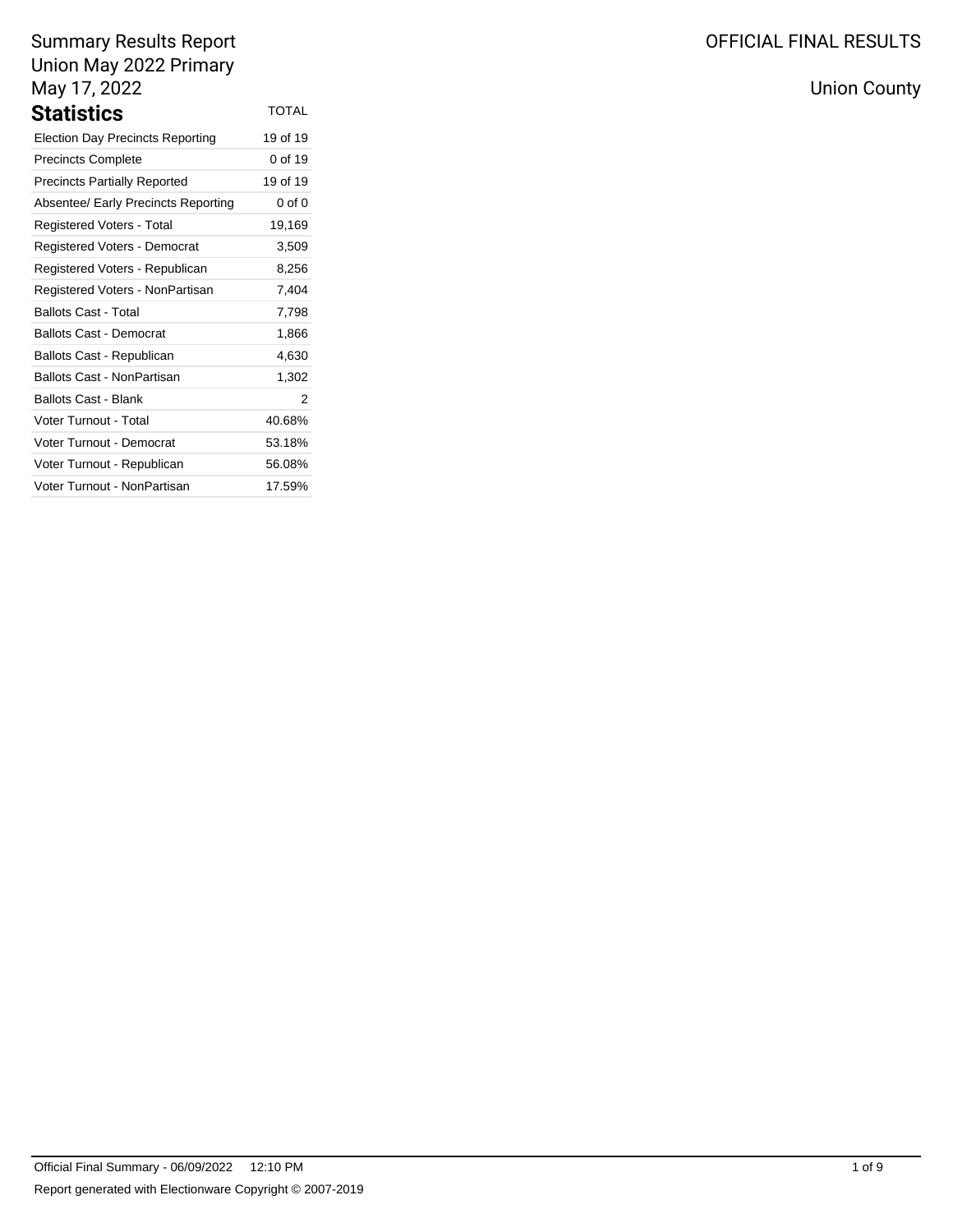Summary Results Report
Union May 2022 Primary
May 17, 2022

OFFICIAL FINAL RESULTS

Union County

## Statistics

| | TOTAL |
|---|---|
| Election Day Precincts Reporting | 19 of 19 |
| Precincts Complete | 0 of 19 |
| Precincts Partially Reported | 19 of 19 |
| Absentee/ Early Precincts Reporting | 0 of 0 |
| Registered Voters - Total | 19,169 |
| Registered Voters - Democrat | 3,509 |
| Registered Voters - Republican | 8,256 |
| Registered Voters - NonPartisan | 7,404 |
| Ballots Cast - Total | 7,798 |
| Ballots Cast - Democrat | 1,866 |
| Ballots Cast - Republican | 4,630 |
| Ballots Cast - NonPartisan | 1,302 |
| Ballots Cast - Blank | 2 |
| Voter Turnout - Total | 40.68% |
| Voter Turnout - Democrat | 53.18% |
| Voter Turnout - Republican | 56.08% |
| Voter Turnout - NonPartisan | 17.59% |

Official Final Summary - 06/09/2022 12:10 PM

Report generated with Electionware Copyright © 2007-2019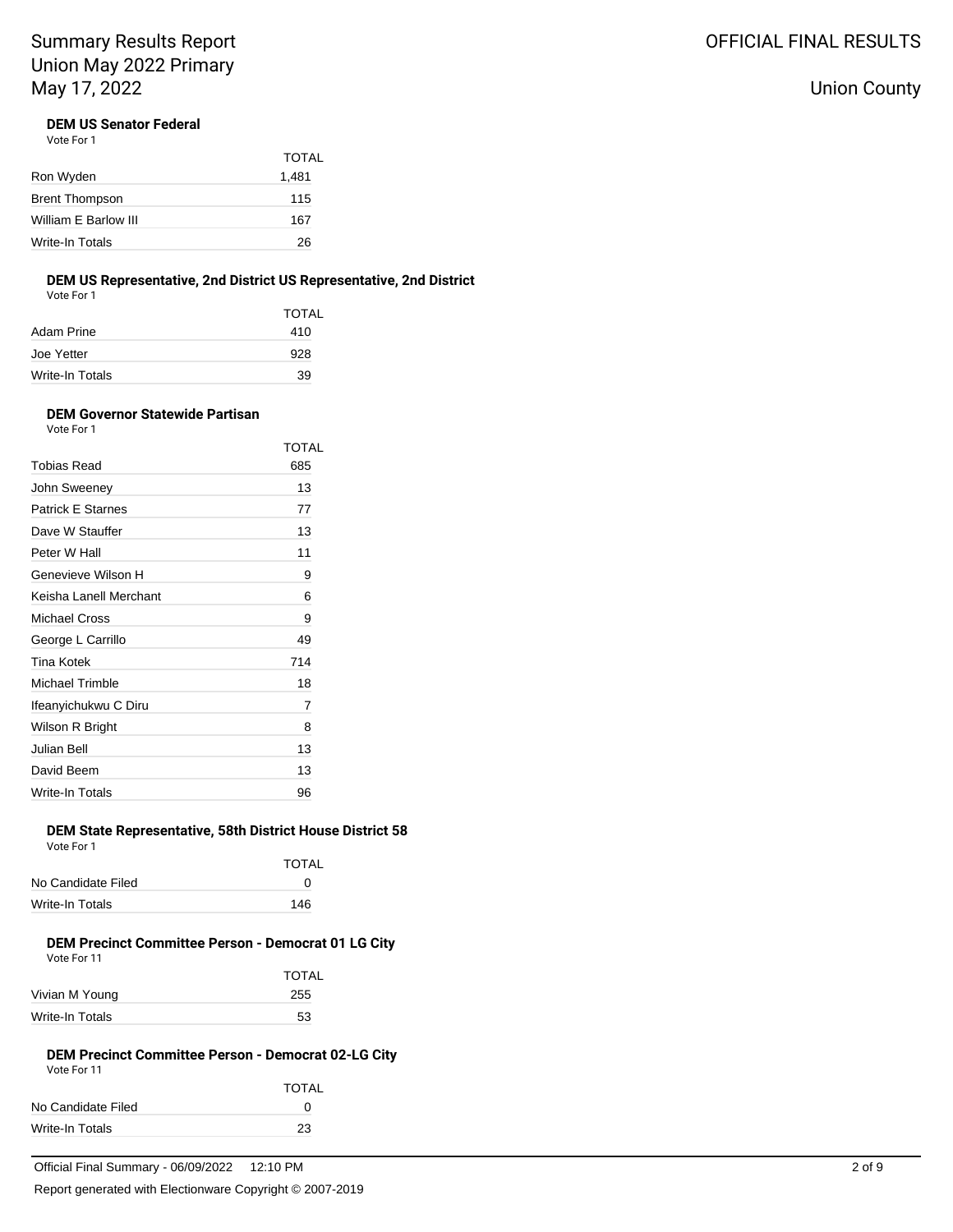### DEM US Senator Federal

Vote For 1

| | TOTAL |
|---|---|
| Ron Wyden | 1,481 |
| Brent Thompson | 115 |
| William E Barlow III | 167 |
| Write-In Totals | 26 |

### DEM US Representative, 2nd District US Representative, 2nd District

Vote For 1

| | TOTAL |
|---|---|
| Adam Prine | 410 |
| Joe Yetter | 928 |
| Write-In Totals | 39 |

### DEM Governor Statewide Partisan

Vote For 1

| | TOTAL |
|---|---|
| Tobias Read | 685 |
| John Sweeney | 13 |
| Patrick E Starnes | 77 |
| Dave W Stauffer | 13 |
| Peter W Hall | 11 |
| Genevieve Wilson H | 9 |
| Keisha Lanell Merchant | 6 |
| Michael Cross | 9 |
| George L Carrillo | 49 |
| Tina Kotek | 714 |
| Michael Trimble | 18 |
| Ifeanyichukwu C Diru | 7 |
| Wilson R Bright | 8 |
| Julian Bell | 13 |
| David Beem | 13 |
| Write-In Totals | 96 |

### DEM State Representative, 58th District House District 58

Vote For 1

| | TOTAL |
|---|---|
| No Candidate Filed | 0 |
| Write-In Totals | 146 |

### DEM Precinct Committee Person - Democrat 01 LG City

Vote For 11

| | TOTAL |
|---|---|
| Vivian M Young | 255 |
| Write-In Totals | 53 |

### DEM Precinct Committee Person - Democrat 02-LG City

Vote For 11

| | TOTAL |
|---|---|
| No Candidate Filed | 0 |
| Write-In Totals | 23 |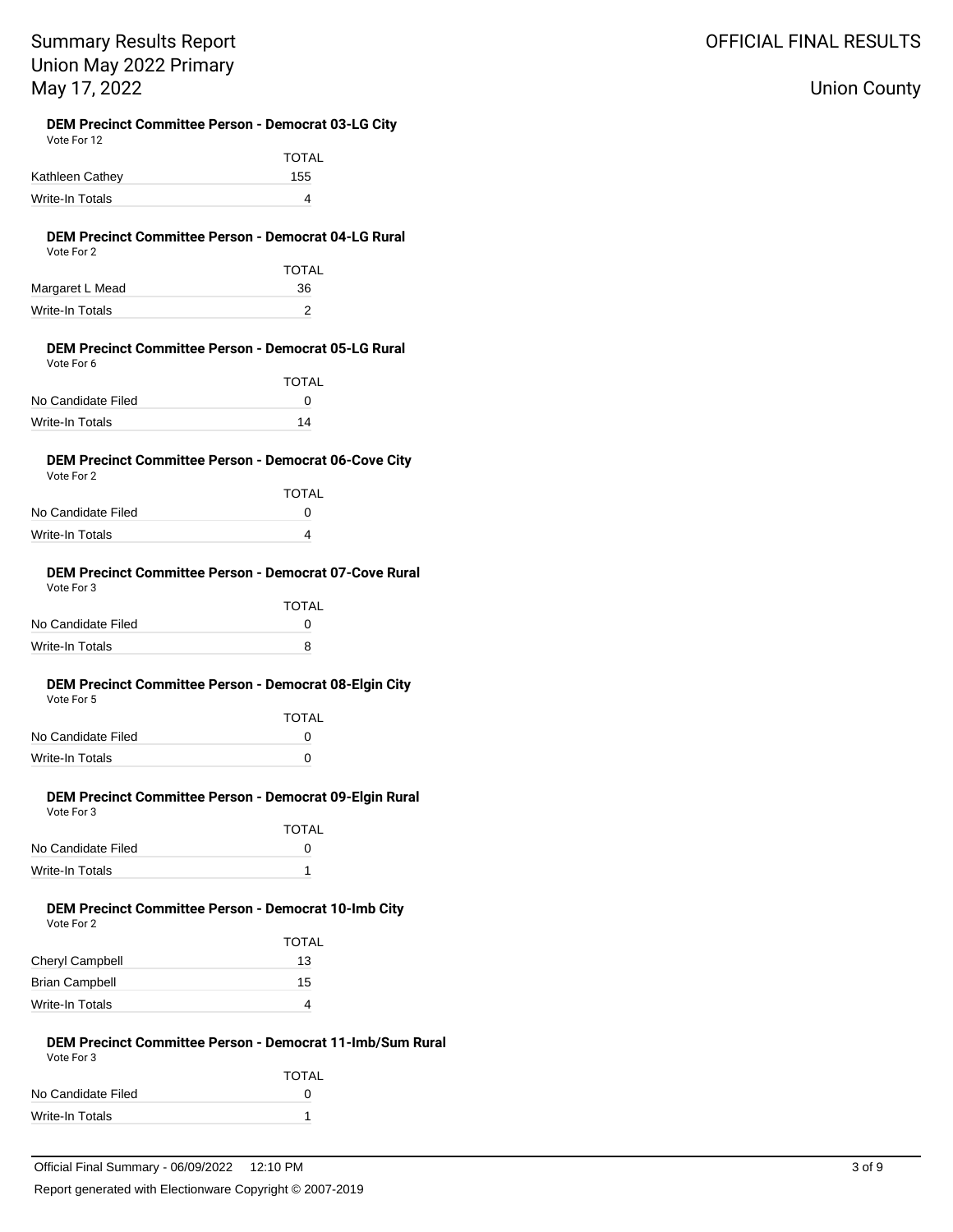### DEM Precinct Committee Person - Democrat 03-LG City

Vote For 12

| | TOTAL |
|---|---|
| Kathleen Cathey | 155 |
| Write-In Totals | 4 |

### DEM Precinct Committee Person - Democrat 04-LG Rural

Vote For 2

| | TOTAL |
|---|---|
| Margaret L Mead | 36 |
| Write-In Totals | 2 |

### DEM Precinct Committee Person - Democrat 05-LG Rural

Vote For 6

| | TOTAL |
|---|---|
| No Candidate Filed | 0 |
| Write-In Totals | 14 |

### DEM Precinct Committee Person - Democrat 06-Cove City

Vote For 2

| | TOTAL |
|---|---|
| No Candidate Filed | 0 |
| Write-In Totals | 4 |

### DEM Precinct Committee Person - Democrat 07-Cove Rural

Vote For 3

| | TOTAL |
|---|---|
| No Candidate Filed | 0 |
| Write-In Totals | 8 |

### DEM Precinct Committee Person - Democrat 08-Elgin City

Vote For 5

| | TOTAL |
|---|---|
| No Candidate Filed | 0 |
| Write-In Totals | 0 |

### DEM Precinct Committee Person - Democrat 09-Elgin Rural

Vote For 3

| | TOTAL |
|---|---|
| No Candidate Filed | 0 |
| Write-In Totals | 1 |

### DEM Precinct Committee Person - Democrat 10-Imb City

Vote For 2

| | TOTAL |
|---|---|
| Cheryl Campbell | 13 |
| Brian Campbell | 15 |
| Write-In Totals | 4 |

### DEM Precinct Committee Person - Democrat 11-Imb/Sum Rural

Vote For 3

| | TOTAL |
|---|---|
| No Candidate Filed | 0 |
| Write-In Totals | 1 |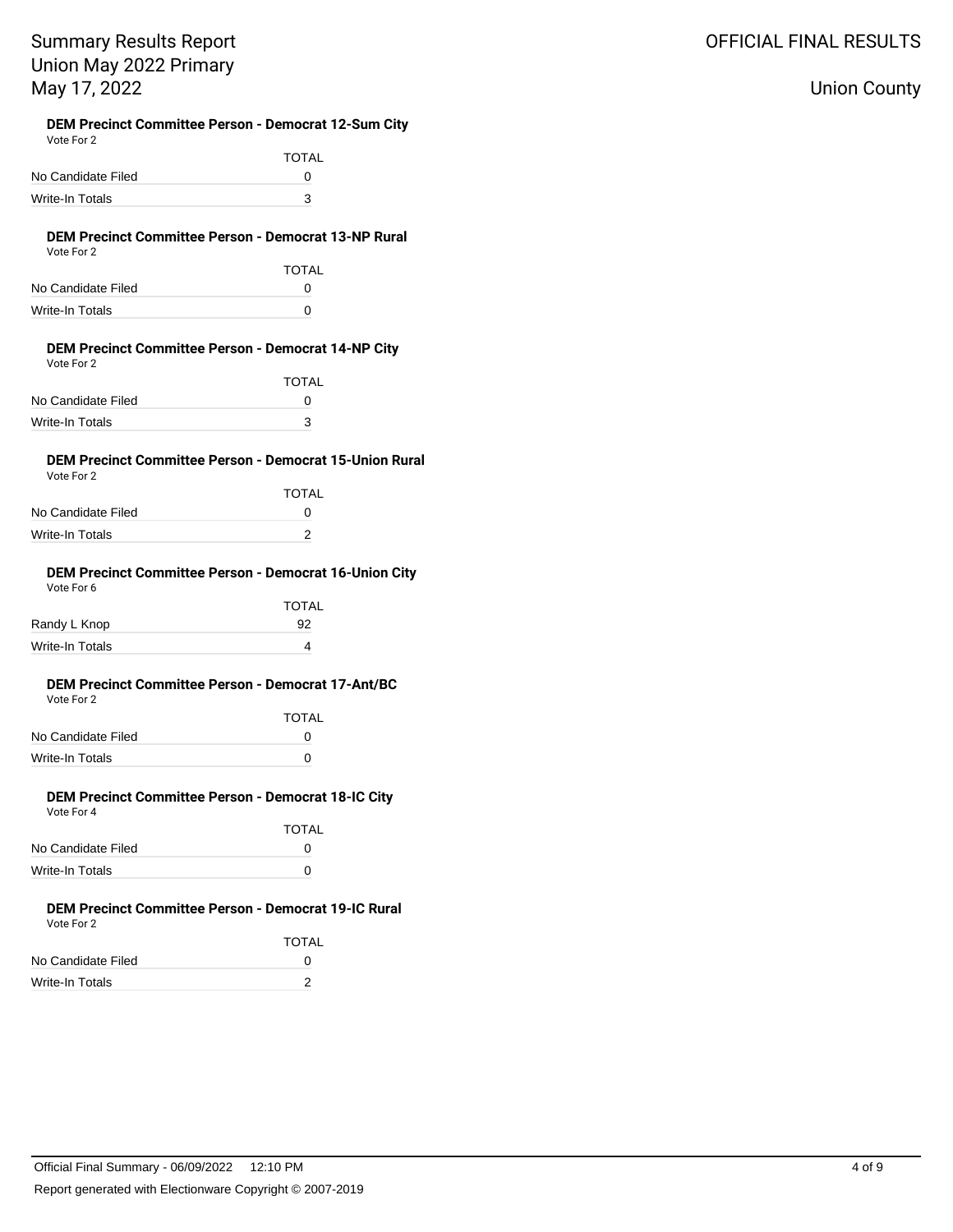### DEM Precinct Committee Person - Democrat 12-Sum City

Vote For 2

| | TOTAL |
|---|---|
| No Candidate Filed | 0 |
| Write-In Totals | 3 |

### DEM Precinct Committee Person - Democrat 13-NP Rural

Vote For 2

| | TOTAL |
|---|---|
| No Candidate Filed | 0 |
| Write-In Totals | 0 |

### DEM Precinct Committee Person - Democrat 14-NP City

Vote For 2

| | TOTAL |
|---|---|
| No Candidate Filed | 0 |
| Write-In Totals | 3 |

### DEM Precinct Committee Person - Democrat 15-Union Rural

Vote For 2

| | TOTAL |
|---|---|
| No Candidate Filed | 0 |
| Write-In Totals | 2 |

### DEM Precinct Committee Person - Democrat 16-Union City

Vote For 6

| | TOTAL |
|---|---|
| Randy L Knop | 92 |
| Write-In Totals | 4 |

### DEM Precinct Committee Person - Democrat 17-Ant/BC

Vote For 2

| | TOTAL |
|---|---|
| No Candidate Filed | 0 |
| Write-In Totals | 0 |

### DEM Precinct Committee Person - Democrat 18-IC City

Vote For 4

| | TOTAL |
|---|---|
| No Candidate Filed | 0 |
| Write-In Totals | 0 |

### DEM Precinct Committee Person - Democrat 19-IC Rural

Vote For 2

| | TOTAL |
|---|---|
| No Candidate Filed | 0 |
| Write-In Totals | 2 |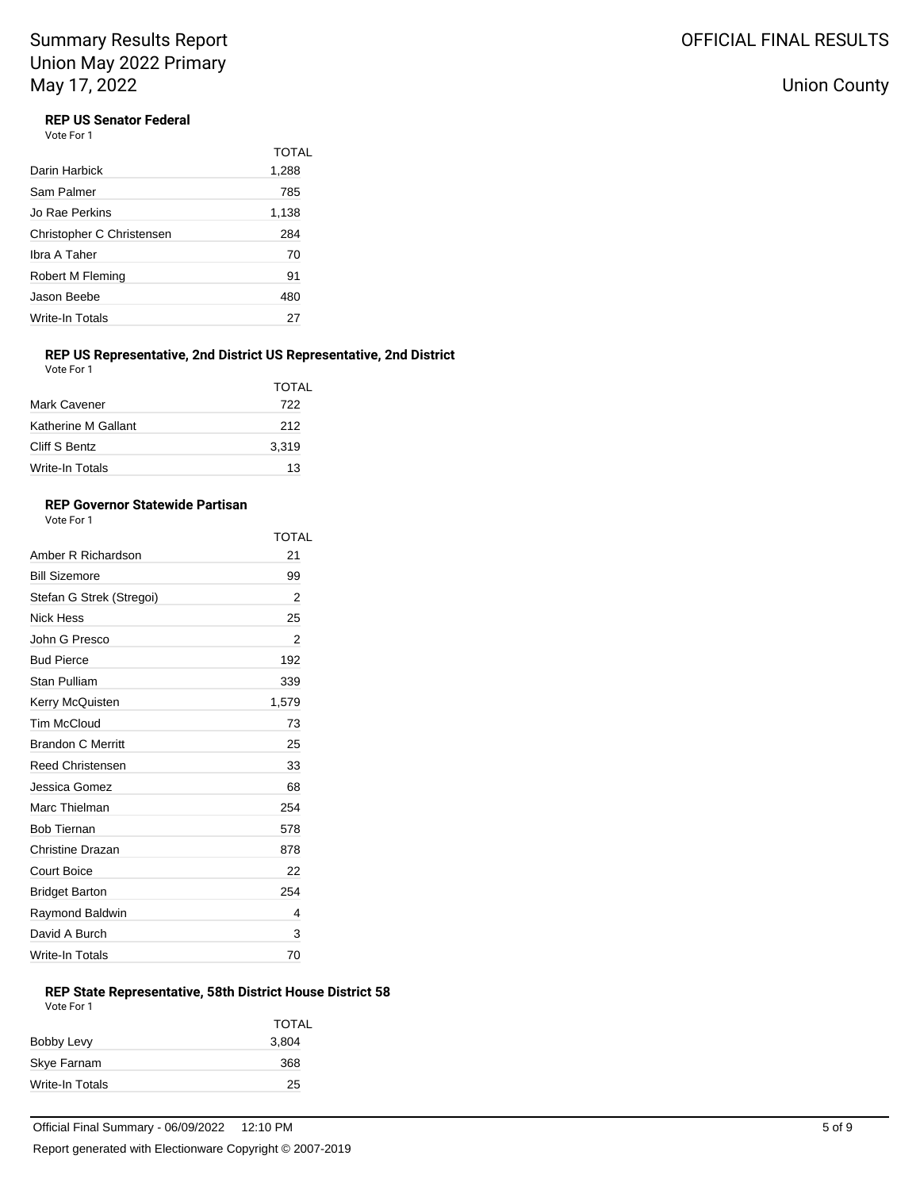### REP US Senator Federal

Vote For 1

| | TOTAL |
|---|---|
| Darin Harbick | 1,288 |
| Sam Palmer | 785 |
| Jo Rae Perkins | 1,138 |
| Christopher C Christensen | 284 |
| Ibra A Taher | 70 |
| Robert M Fleming | 91 |
| Jason Beebe | 480 |
| Write-In Totals | 27 |

### REP US Representative, 2nd District US Representative, 2nd District

Vote For 1

| | TOTAL |
|---|---|
| Mark Cavener | 722 |
| Katherine M Gallant | 212 |
| Cliff S Bentz | 3,319 |
| Write-In Totals | 13 |

### REP Governor Statewide Partisan

Vote For 1

| | TOTAL |
|---|---|
| Amber R Richardson | 21 |
| Bill Sizemore | 99 |
| Stefan G Strek (Stregoi) | 2 |
| Nick Hess | 25 |
| John G Presco | 2 |
| Bud Pierce | 192 |
| Stan Pulliam | 339 |
| Kerry McQuisten | 1,579 |
| Tim McCloud | 73 |
| Brandon C Merritt | 25 |
| Reed Christensen | 33 |
| Jessica Gomez | 68 |
| Marc Thielman | 254 |
| Bob Tiernan | 578 |
| Christine Drazan | 878 |
| Court Boice | 22 |
| Bridget Barton | 254 |
| Raymond Baldwin | 4 |
| David A Burch | 3 |
| Write-In Totals | 70 |

### REP State Representative, 58th District House District 58

Vote For 1

| | TOTAL |
|---|---|
| Bobby Levy | 3,804 |
| Skye Farnam | 368 |
| Write-In Totals | 25 |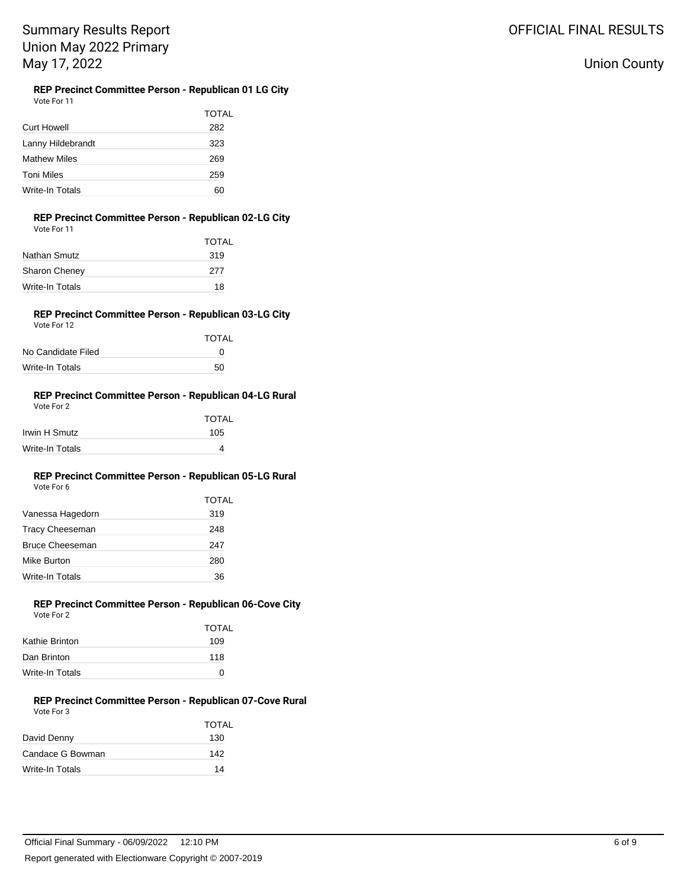### REP Precinct Committee Person - Republican 01 LG City

Vote For 11

| | TOTAL |
|---|---|
| Curt Howell | 282 |
| Lanny Hildebrandt | 323 |
| Mathew Miles | 269 |
| Toni Miles | 259 |
| Write-In Totals | 60 |

### REP Precinct Committee Person - Republican 02-LG City

Vote For 11

| | TOTAL |
|---|---|
| Nathan Smutz | 319 |
| Sharon Cheney | 277 |
| Write-In Totals | 18 |

### REP Precinct Committee Person - Republican 03-LG City

Vote For 12

| | TOTAL |
|---|---|
| No Candidate Filed | 0 |
| Write-In Totals | 50 |

### REP Precinct Committee Person - Republican 04-LG Rural

Vote For 2

| | TOTAL |
|---|---|
| Irwin H Smutz | 105 |
| Write-In Totals | 4 |

### REP Precinct Committee Person - Republican 05-LG Rural

Vote For 6

| | TOTAL |
|---|---|
| Vanessa Hagedorn | 319 |
| Tracy Cheeseman | 248 |
| Bruce Cheeseman | 247 |
| Mike Burton | 280 |
| Write-In Totals | 36 |

### REP Precinct Committee Person - Republican 06-Cove City

Vote For 2

| | TOTAL |
|---|---|
| Kathie Brinton | 109 |
| Dan Brinton | 118 |
| Write-In Totals | 0 |

### REP Precinct Committee Person - Republican 07-Cove Rural

Vote For 3

| | TOTAL |
|---|---|
| David Denny | 130 |
| Candace G Bowman | 142 |
| Write-In Totals | 14 |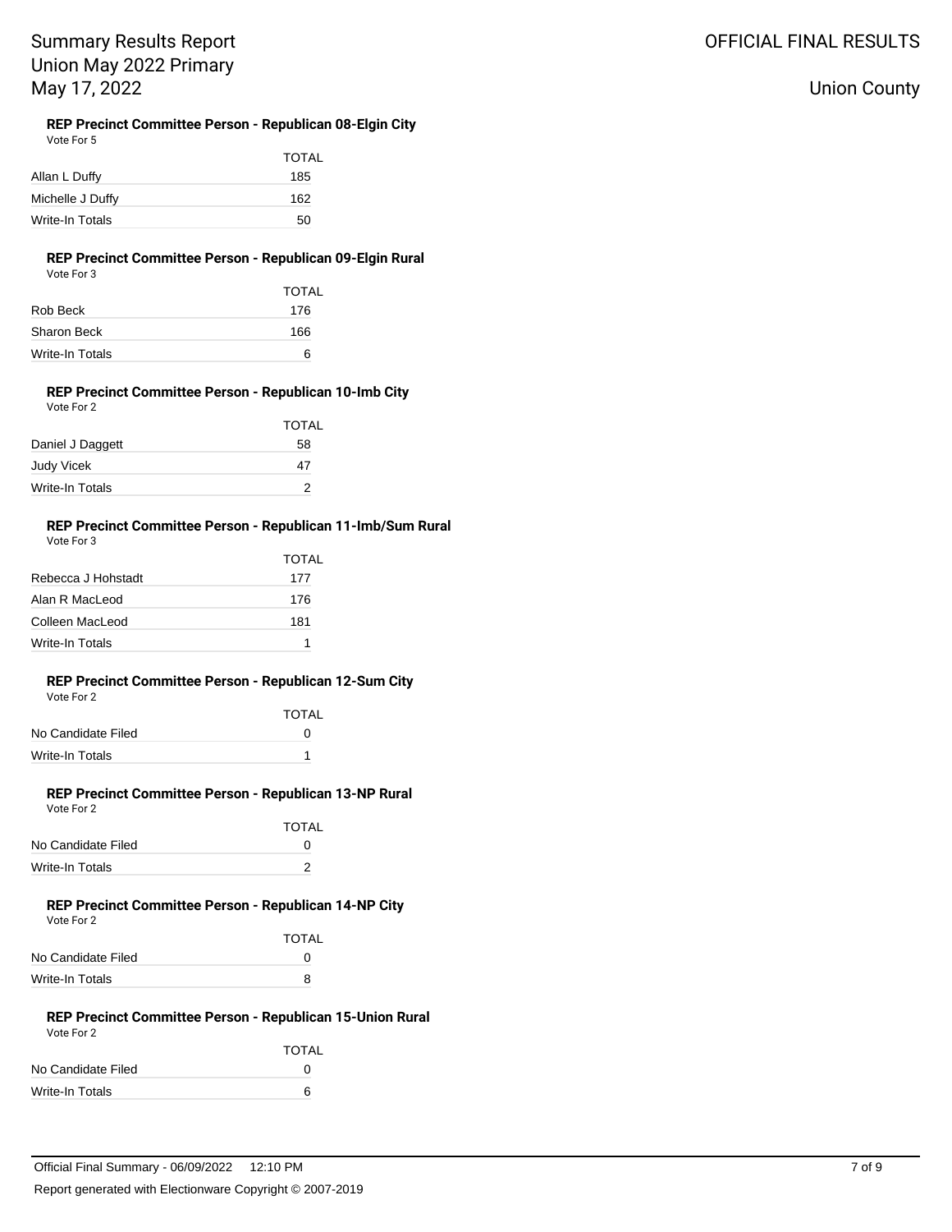**REP Precinct Committee Person - Republican 08-Elgin City**

Vote For 5

| | TOTAL |
|---|---|
| Allan L Duffy | 185 |
| Michelle J Duffy | 162 |
| Write-In Totals | 50 |

**REP Precinct Committee Person - Republican 09-Elgin Rural**

Vote For 3

| | TOTAL |
|---|---|
| Rob Beck | 176 |
| Sharon Beck | 166 |
| Write-In Totals | 6 |

**REP Precinct Committee Person - Republican 10-Imb City**

Vote For 2

| | TOTAL |
|---|---|
| Daniel J Daggett | 58 |
| Judy Vicek | 47 |
| Write-In Totals | 2 |

**REP Precinct Committee Person - Republican 11-Imb/Sum Rural**

Vote For 3

| | TOTAL |
|---|---|
| Rebecca J Hohstadt | 177 |
| Alan R MacLeod | 176 |
| Colleen MacLeod | 181 |
| Write-In Totals | 1 |

**REP Precinct Committee Person - Republican 12-Sum City**

Vote For 2

| | TOTAL |
|---|---|
| No Candidate Filed | 0 |
| Write-In Totals | 1 |

**REP Precinct Committee Person - Republican 13-NP Rural**

Vote For 2

| | TOTAL |
|---|---|
| No Candidate Filed | 0 |
| Write-In Totals | 2 |

**REP Precinct Committee Person - Republican 14-NP City**

Vote For 2

| | TOTAL |
|---|---|
| No Candidate Filed | 0 |
| Write-In Totals | 8 |

**REP Precinct Committee Person - Republican 15-Union Rural**

Vote For 2

| | TOTAL |
|---|---|
| No Candidate Filed | 0 |
| Write-In Totals | 6 |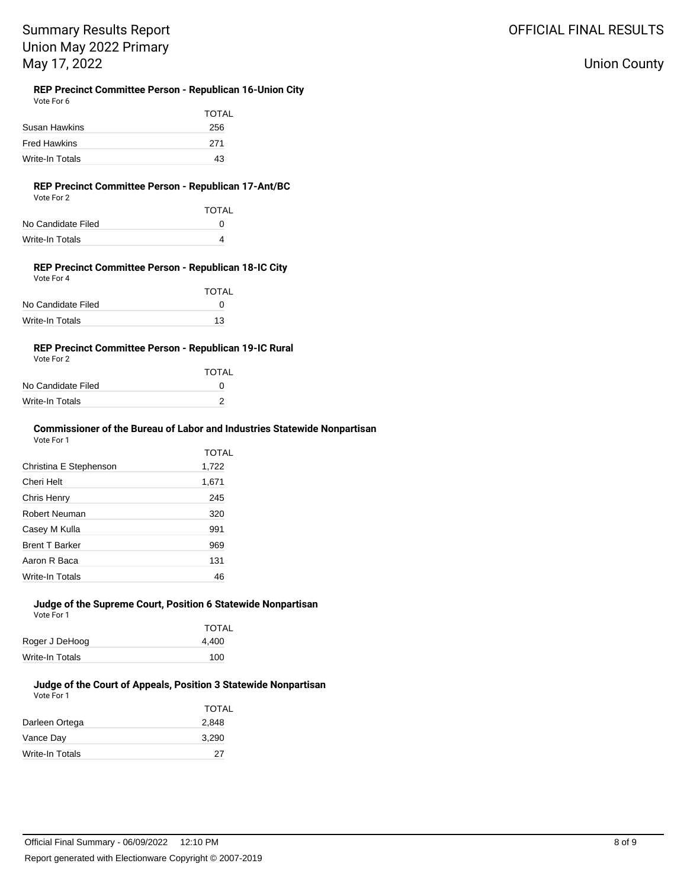**REP Precinct Committee Person - Republican 16-Union City**

Vote For 6

| | TOTAL |
|---|---|
| Susan Hawkins | 256 |
| Fred Hawkins | 271 |
| Write-In Totals | 43 |

**REP Precinct Committee Person - Republican 17-Ant/BC**

Vote For 2

| | TOTAL |
|---|---|
| No Candidate Filed | 0 |
| Write-In Totals | 4 |

**REP Precinct Committee Person - Republican 18-IC City**

Vote For 4

| | TOTAL |
|---|---|
| No Candidate Filed | 0 |
| Write-In Totals | 13 |

**REP Precinct Committee Person - Republican 19-IC Rural**

Vote For 2

| | TOTAL |
|---|---|
| No Candidate Filed | 0 |
| Write-In Totals | 2 |

**Commissioner of the Bureau of Labor and Industries Statewide Nonpartisan**

Vote For 1

| | TOTAL |
|---|---|
| Christina E Stephenson | 1,722 |
| Cheri Helt | 1,671 |
| Chris Henry | 245 |
| Robert Neuman | 320 |
| Casey M Kulla | 991 |
| Brent T Barker | 969 |
| Aaron R Baca | 131 |
| Write-In Totals | 46 |

**Judge of the Supreme Court, Position 6 Statewide Nonpartisan**

Vote For 1

| | TOTAL |
|---|---|
| Roger J DeHoog | 4,400 |
| Write-In Totals | 100 |

**Judge of the Court of Appeals, Position 3 Statewide Nonpartisan**

Vote For 1

| | TOTAL |
|---|---|
| Darleen Ortega | 2,848 |
| Vance Day | 3,290 |
| Write-In Totals | 27 |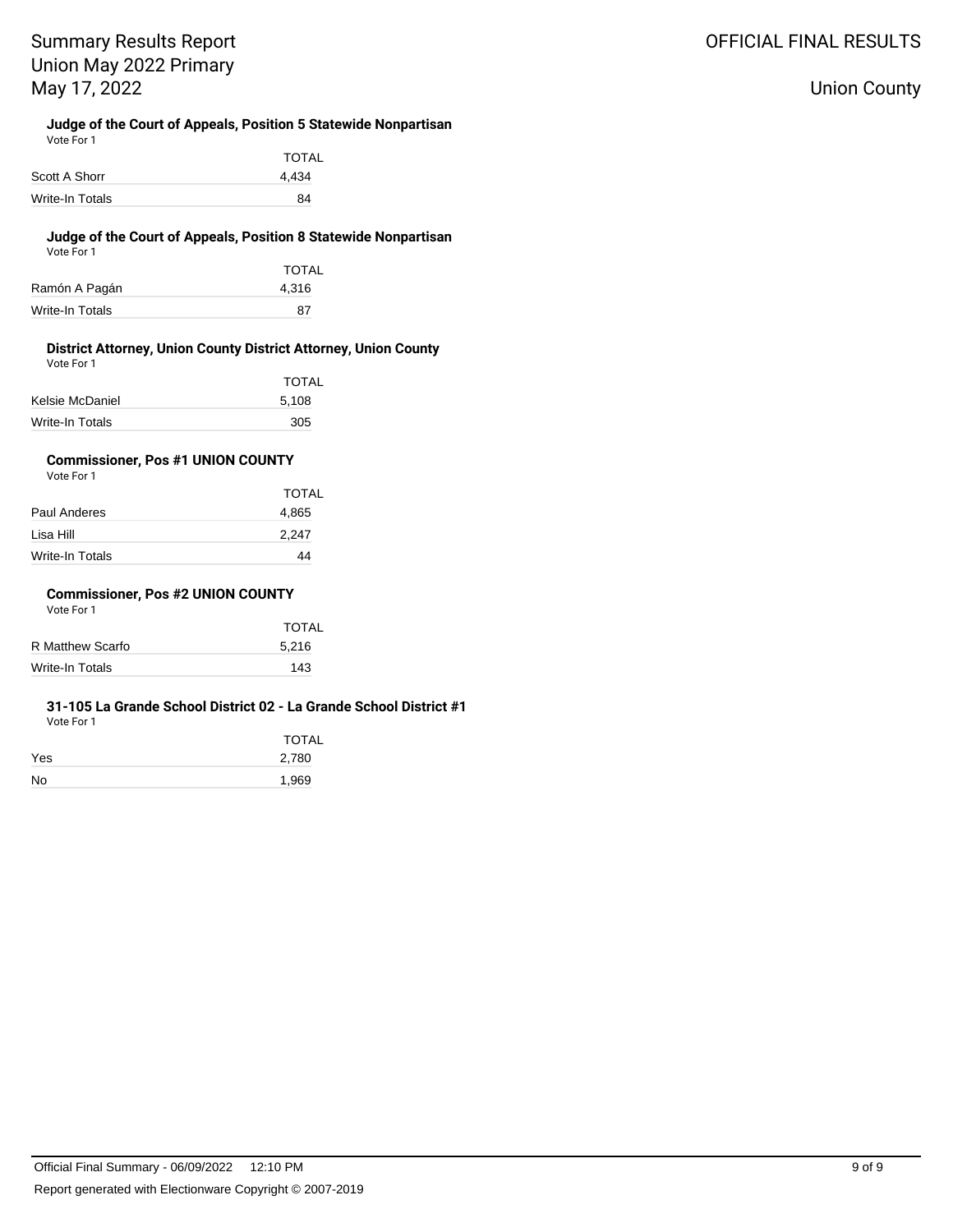Summary Results Report
Union May 2022 Primary
May 17, 2022

OFFICIAL FINAL RESULTS

Union County

### Judge of the Court of Appeals, Position 5 Statewide Nonpartisan

Vote For 1

| | TOTAL |
|---|---|
| Scott A Shorr | 4,434 |
| Write-In Totals | 84 |

### Judge of the Court of Appeals, Position 8 Statewide Nonpartisan

Vote For 1

| | TOTAL |
|---|---|
| Ramón A Pagán | 4,316 |
| Write-In Totals | 87 |

### District Attorney, Union County District Attorney, Union County

Vote For 1

| | TOTAL |
|---|---|
| Kelsie McDaniel | 5,108 |
| Write-In Totals | 305 |

### Commissioner, Pos #1 UNION COUNTY

Vote For 1

| | TOTAL |
|---|---|
| Paul Anderes | 4,865 |
| Lisa Hill | 2,247 |
| Write-In Totals | 44 |

### Commissioner, Pos #2 UNION COUNTY

Vote For 1

| | TOTAL |
|---|---|
| R Matthew Scarfo | 5,216 |
| Write-In Totals | 143 |

### 31-105 La Grande School District 02 - La Grande School District #1

Vote For 1

| | TOTAL |
|---|---|
| Yes | 2,780 |
| No | 1,969 |

Official Final Summary - 06/09/2022 12:10 PM

Report generated with Electionware Copyright © 2007-2019